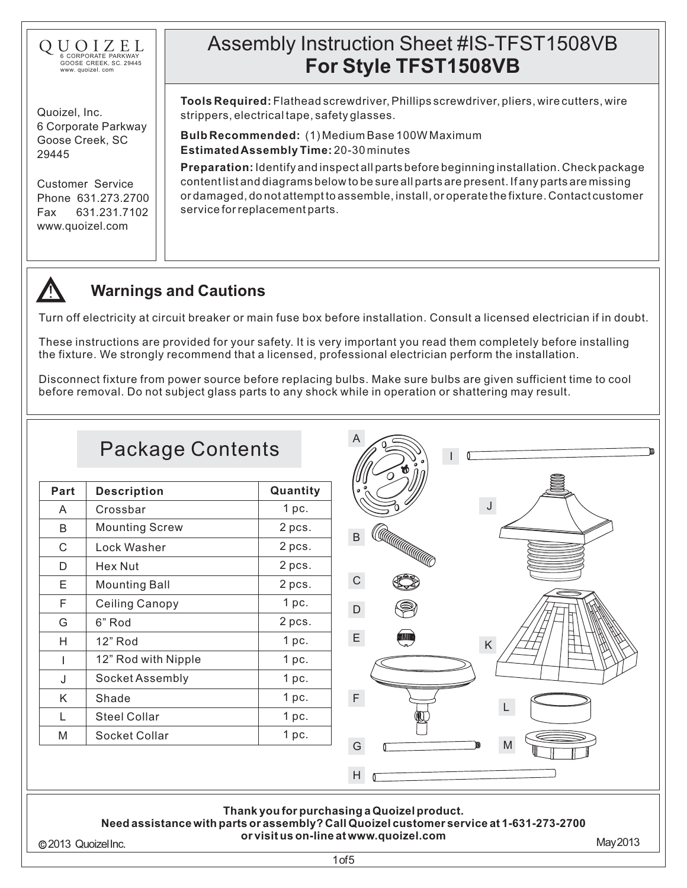QUOIZEL
6 CORPORATE PARKWAY
GOOSE CREEK, SC. 29445
www. quoizel. com

Quoizel, Inc.
6 Corporate Parkway
Goose Creek, SC
29445

Customer Service
Phone 631.273.2700
Fax 631.231.7102
www.quoizel.com

# Assembly Instruction Sheet #IS-TFST1508VB
# For Style TFST1508VB

**Tools Required:** Flathead screwdriver, Phillips screwdriver, pliers, wire cutters, wire strippers, electrical tape, safety glasses.

**Bulb Recommended:** (1) Medium Base 100W Maximum
**Estimated Assembly Time:** 20-30 minutes

**Preparation:** Identify and inspect all parts before beginning installation. Check package content list and diagrams below to be sure all parts are present. If any parts are missing or damaged, do not attempt to assemble, install, or operate the fixture. Contact customer service for replacement parts.

## ⚠ Warnings and Cautions

Turn off electricity at circuit breaker or main fuse box before installation. Consult a licensed electrician if in doubt.

These instructions are provided for your safety. It is very important you read them completely before installing the fixture. We strongly recommend that a licensed, professional electrician perform the installation.

Disconnect fixture from power source before replacing bulbs. Make sure bulbs are given sufficient time to cool before removal. Do not subject glass parts to any shock while in operation or shattering may result.

## Package Contents

| Part | Description | Quantity |
|---|---|---|
| A | Crossbar | 1 pc. |
| B | Mounting Screw | 2 pcs. |
| C | Lock Washer | 2 pcs. |
| D | Hex Nut | 2 pcs. |
| E | Mounting Ball | 2 pcs. |
| F | Ceiling Canopy | 1 pc. |
| G | 6” Rod | 2 pcs. |
| H | 12” Rod | 1 pc. |
| I | 12” Rod with Nipple | 1 pc. |
| J | Socket Assembly | 1 pc. |
| K | Shade | 1 pc. |
| L | Steel Collar | 1 pc. |
| M | Socket Collar | 1 pc. |

**Thank you for purchasing a Quoizel product.**
**Need assistance with parts or assembly? Call Quoizel customer service at 1-631-273-2700 or visit us on-line at www.quoizel.com**

© 2013 Quoizel Inc. May 2013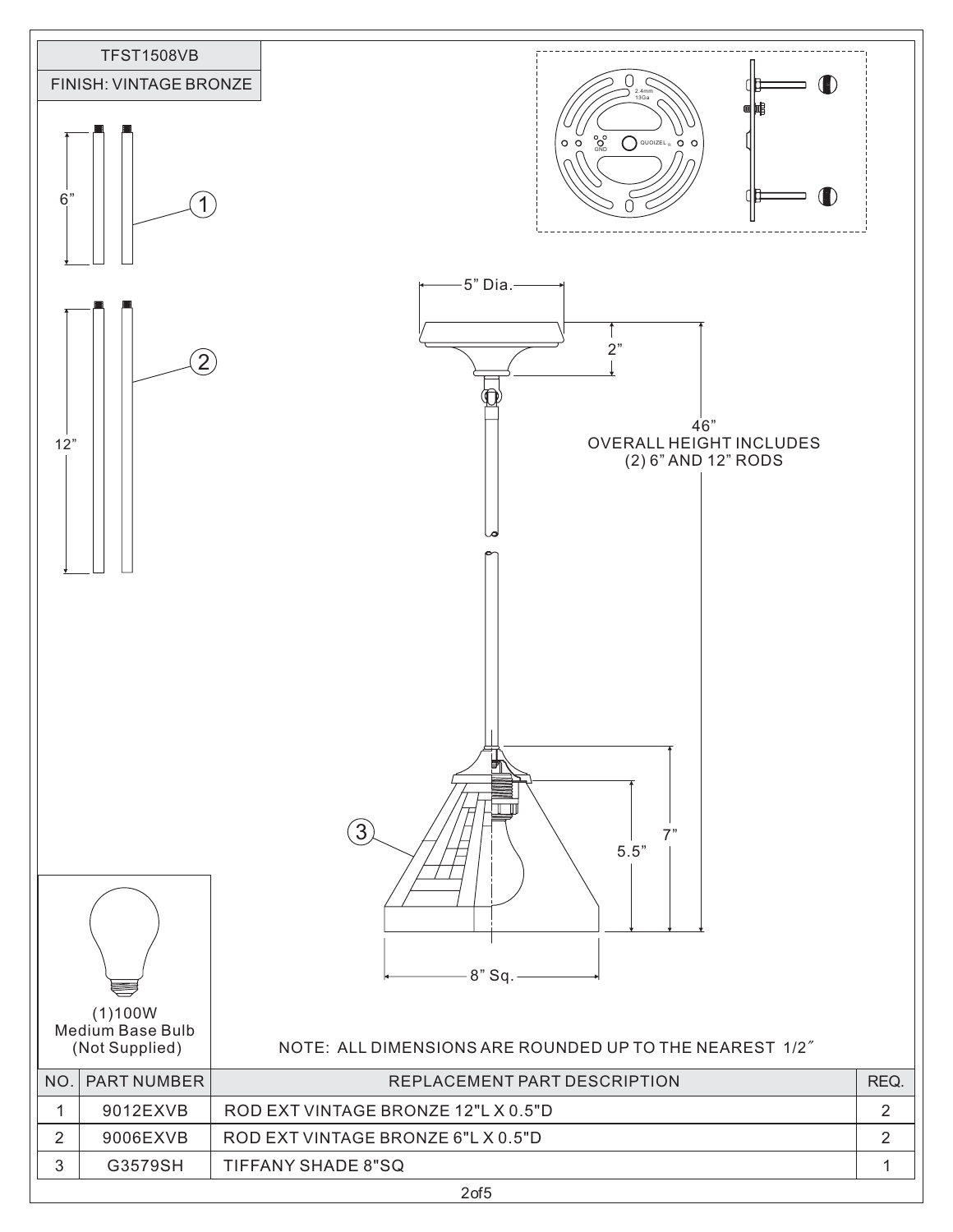TFST1508VB

FINISH: VINTAGE BRONZE

6"

1

12"

2

2.4mm
13Ga

GND

QUOIZEL

5" Dia.

2"

46"
OVERALL HEIGHT INCLUDES
(2) 6" AND 12" RODS

3

5.5"

7"

8" Sq.

(1)100W
Medium Base Bulb
(Not Supplied)

NOTE: ALL DIMENSIONS ARE ROUNDED UP TO THE NEAREST 1/2"

| NO. | PART NUMBER | REPLACEMENT PART DESCRIPTION | REQ. |
|---|---|---|---|
| 1 | 9012EXVB | ROD EXT VINTAGE BRONZE 12"L X 0.5"D | 2 |
| 2 | 9006EXVB | ROD EXT VINTAGE BRONZE 6"L X 0.5"D | 2 |
| 3 | G3579SH | TIFFANY SHADE 8"SQ | 1 |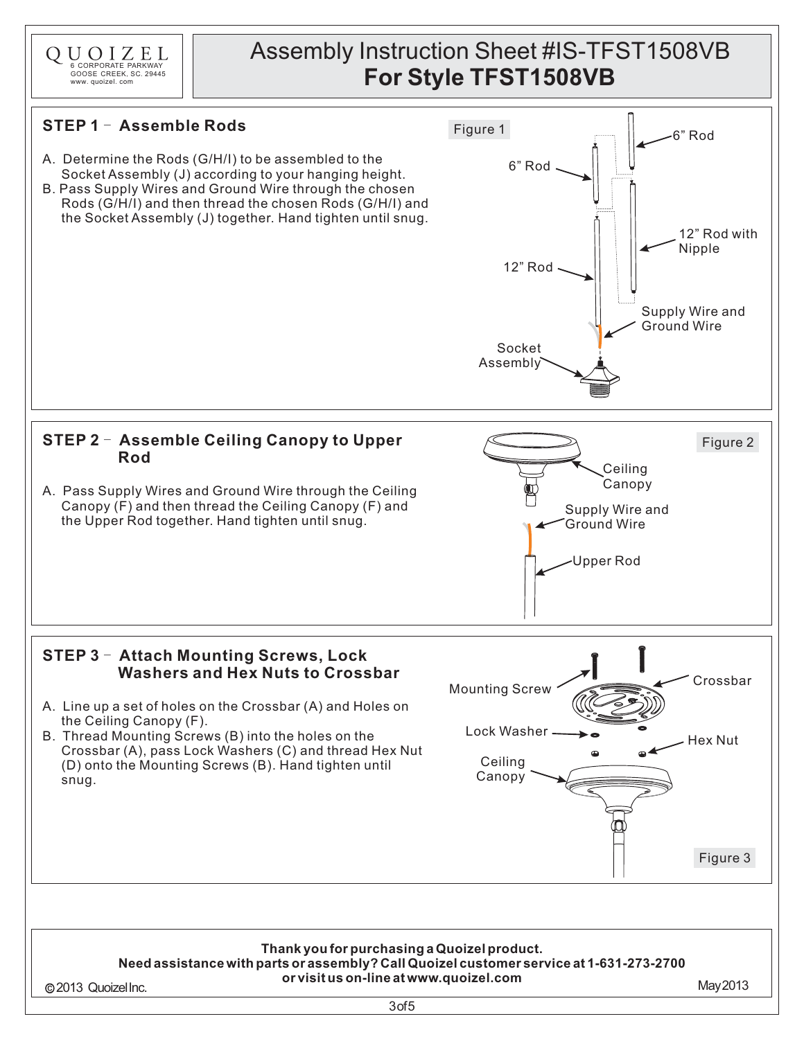QUOIZEL
6 CORPORATE PARKWAY
GOOSE CREEK, SC. 29445
www. quoizel. com

# Assembly Instruction Sheet #IS-TFST1508VB
# For Style TFST1508VB

## STEP 1 – Assemble Rods

A. Determine the Rods (G/H/I) to be assembled to the Socket Assembly (J) according to your hanging height.
B. Pass Supply Wires and Ground Wire through the chosen Rods (G/H/I) and then thread the chosen Rods (G/H/I) and the Socket Assembly (J) together. Hand tighten until snug.

Figure 1

6" Rod
6" Rod
12" Rod with Nipple
12" Rod
Supply Wire and Ground Wire
Socket Assembly

## STEP 2 – Assemble Ceiling Canopy to Upper Rod

A. Pass Supply Wires and Ground Wire through the Ceiling Canopy (F) and then thread the Ceiling Canopy (F) and the Upper Rod together. Hand tighten until snug.

Figure 2

Ceiling Canopy
Supply Wire and Ground Wire
Upper Rod

## STEP 3 – Attach Mounting Screws, Lock Washers and Hex Nuts to Crossbar

A. Line up a set of holes on the Crossbar (A) and Holes on the Ceiling Canopy (F).
B. Thread Mounting Screws (B) into the holes on the Crossbar (A), pass Lock Washers (C) and thread Hex Nut (D) onto the Mounting Screws (B). Hand tighten until snug.

Mounting Screw
Crossbar
Lock Washer
Hex Nut
Ceiling Canopy

Figure 3

**Thank you for purchasing a Quoizel product.**
**Need assistance with parts or assembly? Call Quoizel customer service at 1-631-273-2700 or visit us on-line at www.quoizel.com**

© 2013 Quoizel Inc.

May 2013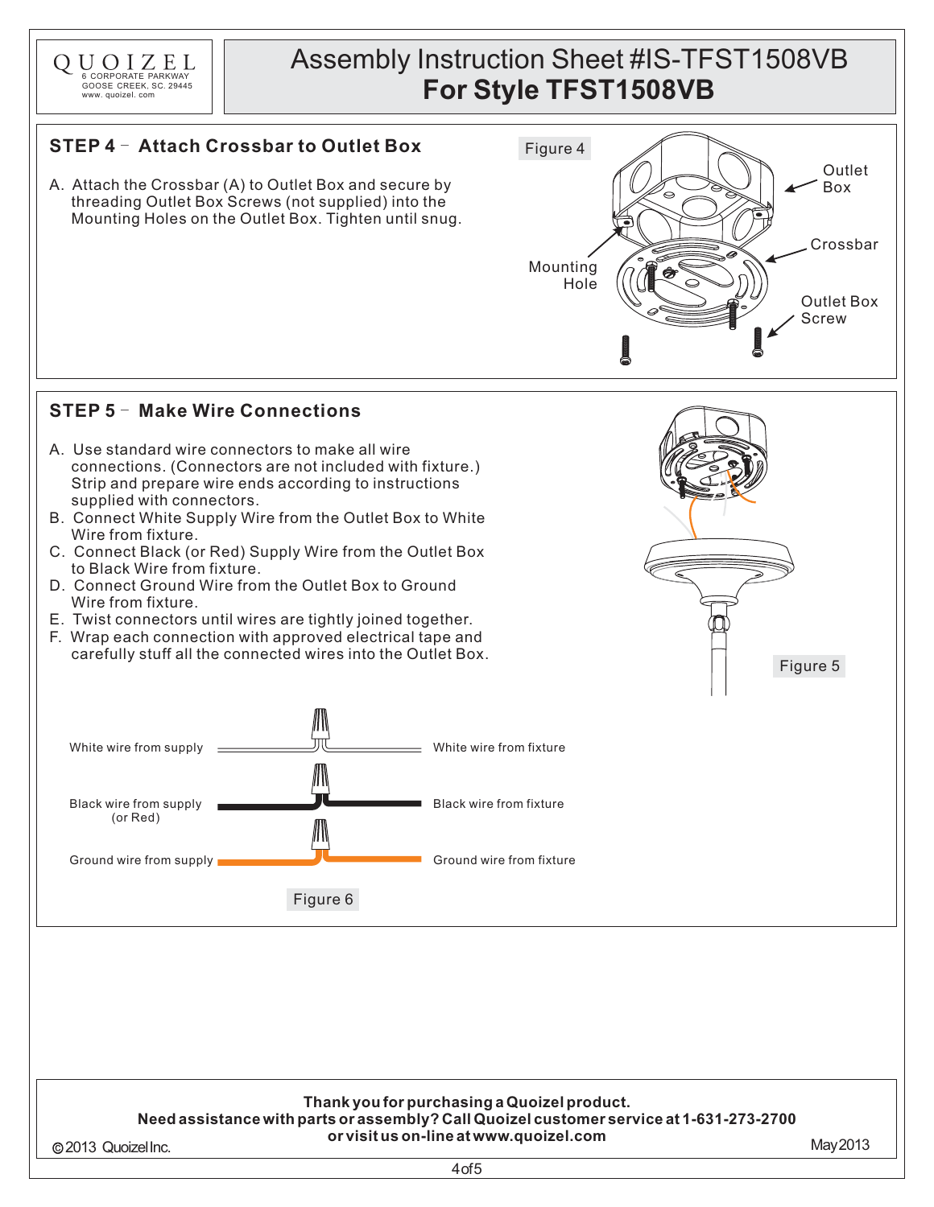QUOIZEL
6 CORPORATE PARKWAY
GOOSE CREEK, SC. 29445
www. quoizel. com

# Assembly Instruction Sheet #IS-TFST1508VB
# For Style TFST1508VB

## STEP 4 – Attach Crossbar to Outlet Box

A. Attach the Crossbar (A) to Outlet Box and secure by threading Outlet Box Screws (not supplied) into the Mounting Holes on the Outlet Box. Tighten until snug.

Figure 4

Outlet Box

Crossbar

Mounting Hole

Outlet Box Screw

## STEP 5 – Make Wire Connections

A. Use standard wire connectors to make all wire connections. (Connectors are not included with fixture.) Strip and prepare wire ends according to instructions supplied with connectors.
B. Connect White Supply Wire from the Outlet Box to White Wire from fixture.
C. Connect Black (or Red) Supply Wire from the Outlet Box to Black Wire from fixture.
D. Connect Ground Wire from the Outlet Box to Ground Wire from fixture.
E. Twist connectors until wires are tightly joined together.
F. Wrap each connection with approved electrical tape and carefully stuff all the connected wires into the Outlet Box.

Figure 5

White wire from supply — White wire from fixture

Black wire from supply (or Red) — Black wire from fixture

Ground wire from supply — Ground wire from fixture

Figure 6

**Thank you for purchasing a Quoizel product.**
**Need assistance with parts or assembly? Call Quoizel customer service at 1-631-273-2700 or visit us on-line at www.quoizel.com**

©2013 Quoizel Inc.

May 2013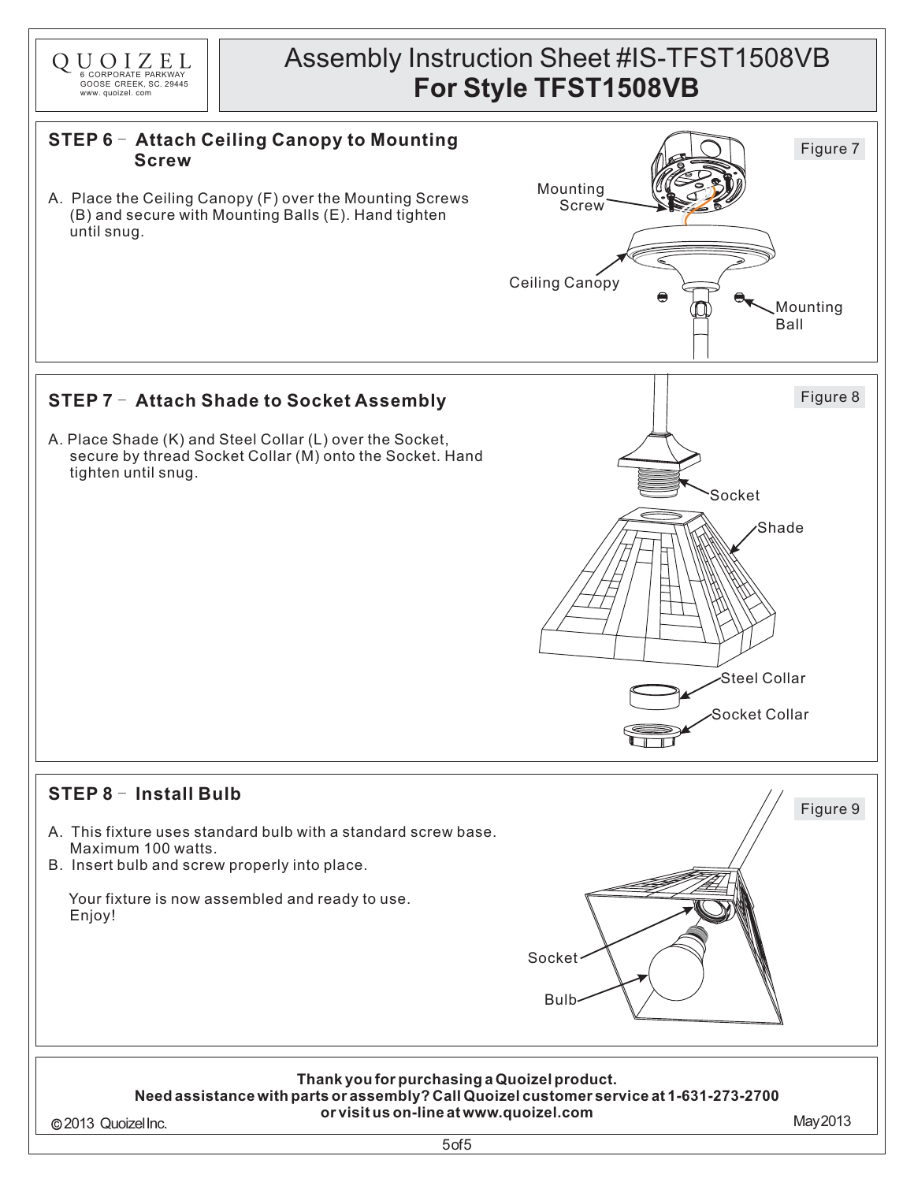QUOIZEL
6 CORPORATE PARKWAY
GOOSE CREEK, SC. 29445
www. quoizel. com

# Assembly Instruction Sheet #IS-TFST1508VB
# For Style TFST1508VB

## STEP 6 - Attach Ceiling Canopy to Mounting Screw

A. Place the Ceiling Canopy (F) over the Mounting Screws (B) and secure with Mounting Balls (E). Hand tighten until snug.

Figure 7

Mounting Screw

Ceiling Canopy

Mounting Ball

## STEP 7 - Attach Shade to Socket Assembly

A. Place Shade (K) and Steel Collar (L) over the Socket, secure by thread Socket Collar (M) onto the Socket. Hand tighten until snug.

Figure 8

Socket

Shade

Steel Collar

Socket Collar

## STEP 8 - Install Bulb

A. This fixture uses standard bulb with a standard screw base. Maximum 100 watts.
B. Insert bulb and screw properly into place.

Your fixture is now assembled and ready to use. Enjoy!

Figure 9

Socket

Bulb

**Thank you for purchasing a Quoizel product.**
**Need assistance with parts or assembly? Call Quoizel customer service at 1-631-273-2700 or visit us on-line at www.quoizel.com**

© 2013 Quoizel Inc.

May 2013